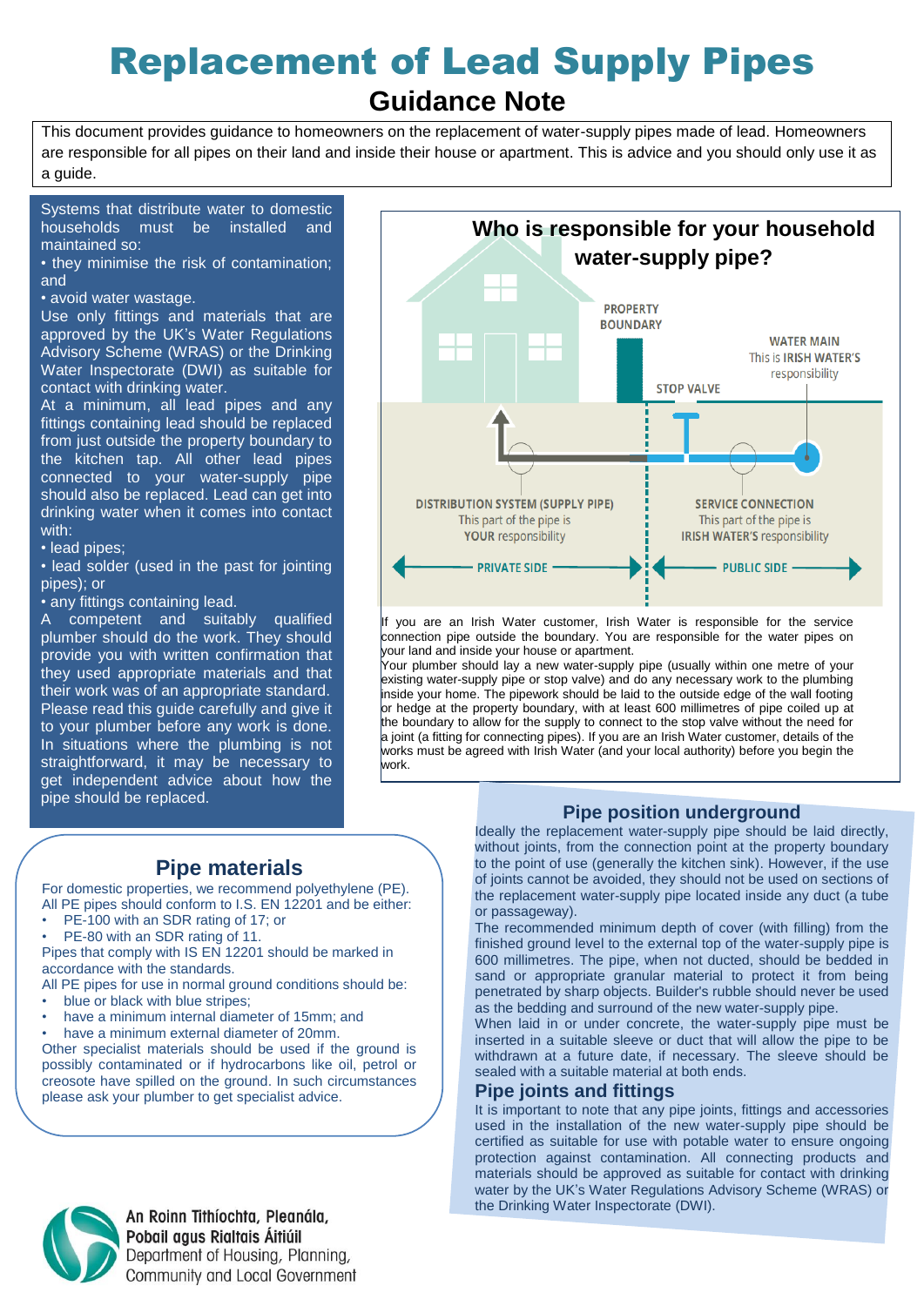# Replacement of Lead Supply Pipes

## Guidance Note

This document provides guidance to homeowners on the replacement of water-supply pipes made of lead. Homeowners are responsible for all pipes on their land and inside their house or apartment. This is advice and you should only use it as a guide.

Systems that distribute water to domestic households must be installed and maintained so:

- they minimise the risk of contamination; and
- avoid water wastage.

Use only fittings and materials that are approved by the UK's Water Regulations Advisory Scheme (WRAS) or the Drinking Water Inspectorate (DWI) as suitable for contact with drinking water.

At a minimum, all lead pipes and any fittings containing lead should be replaced from just outside the property boundary to the kitchen tap. All other lead pipes connected to your water-supply pipe should also be replaced. Lead can get into drinking water when it comes into contact with:

- lead pipes;
- lead solder (used in the past for jointing pipes); or
- any fittings containing lead.

A competent and suitably qualified plumber should do the work. They should provide you with written confirmation that they used appropriate materials and that their work was of an appropriate standard. Please read this guide carefully and give it to your plumber before any work is done. In situations where the plumbing is not straightforward, it may be necessary to get independent advice about how the pipe should be replaced.

### Who is responsible for your household water-supply pipe?

PROPERTY BOUNDARY

WATER MAIN
This is IRISH WATER'S responsibility

STOP VALVE

DISTRIBUTION SYSTEM (SUPPLY PIPE)
This part of the pipe is YOUR responsibility

SERVICE CONNECTION
This part of the pipe is IRISH WATER'S responsibility

PRIVATE SIDE | PUBLIC SIDE

If you are an Irish Water customer, Irish Water is responsible for the service connection pipe outside the boundary. You are responsible for the water pipes on your land and inside your house or apartment.

Your plumber should lay a new water-supply pipe (usually within one metre of your existing water-supply pipe or stop valve) and do any necessary work to the plumbing inside your home. The pipework should be laid to the outside edge of the wall footing or hedge at the property boundary, with at least 600 millimetres of pipe coiled up at the boundary to allow for the supply to connect to the stop valve without the need for a joint (a fitting for connecting pipes). If you are an Irish Water customer, details of the works must be agreed with Irish Water (and your local authority) before you begin the work.

## Pipe materials

For domestic properties, we recommend polyethylene (PE).

All PE pipes should conform to I.S. EN 12201 and be either:

- PE-100 with an SDR rating of 17; or
- PE-80 with an SDR rating of 11.

Pipes that comply with IS EN 12201 should be marked in accordance with the standards.

All PE pipes for use in normal ground conditions should be:

- blue or black with blue stripes;
- have a minimum internal diameter of 15mm; and
- have a minimum external diameter of 20mm.

Other specialist materials should be used if the ground is possibly contaminated or if hydrocarbons like oil, petrol or creosote have spilled on the ground. In such circumstances please ask your plumber to get specialist advice.

## Pipe position underground

Ideally the replacement water-supply pipe should be laid directly, without joints, from the connection point at the property boundary to the point of use (generally the kitchen sink). However, if the use of joints cannot be avoided, they should not be used on sections of the replacement water-supply pipe located inside any duct (a tube or passageway).

The recommended minimum depth of cover (with filling) from the finished ground level to the external top of the water-supply pipe is 600 millimetres. The pipe, when not ducted, should be bedded in sand or appropriate granular material to protect it from being penetrated by sharp objects. Builder's rubble should never be used as the bedding and surround of the new water-supply pipe.

When laid in or under concrete, the water-supply pipe must be inserted in a suitable sleeve or duct that will allow the pipe to be withdrawn at a future date, if necessary. The sleeve should be sealed with a suitable material at both ends.

## Pipe joints and fittings

It is important to note that any pipe joints, fittings and accessories used in the installation of the new water-supply pipe should be certified as suitable for use with potable water to ensure ongoing protection against contamination. All connecting products and materials should be approved as suitable for contact with drinking water by the UK's Water Regulations Advisory Scheme (WRAS) or the Drinking Water Inspectorate (DWI).

An Roinn Tithíochta, Pleanála, Pobail agus Rialtais Áitiúil
Department of Housing, Planning, Community and Local Government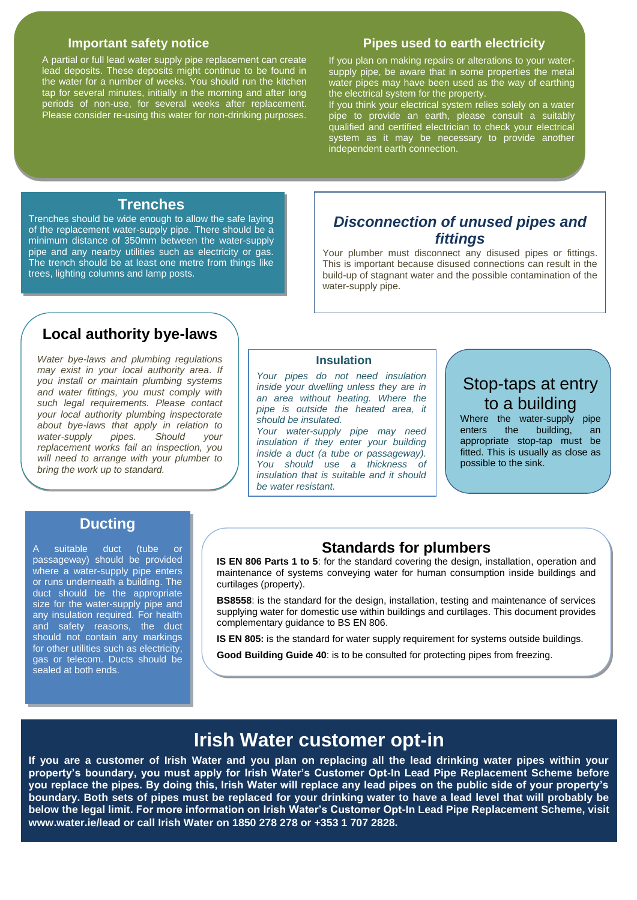## Important safety notice

A partial or full lead water supply pipe replacement can create lead deposits. These deposits might continue to be found in the water for a number of weeks. You should run the kitchen tap for several minutes, initially in the morning and after long periods of non-use, for several weeks after replacement. Please consider re-using this water for non-drinking purposes.

## Pipes used to earth electricity

If you plan on making repairs or alterations to your water-supply pipe, be aware that in some properties the metal water pipes may have been used as the way of earthing the electrical system for the property.

If you think your electrical system relies solely on a water pipe to provide an earth, please consult a suitably qualified and certified electrician to check your electrical system as it may be necessary to provide another independent earth connection.

## Trenches

Trenches should be wide enough to allow the safe laying of the replacement water-supply pipe. There should be a minimum distance of 350mm between the water-supply pipe and any nearby utilities such as electricity or gas. The trench should be at least one metre from things like trees, lighting columns and lamp posts.

## *Disconnection of unused pipes and fittings*

Your plumber must disconnect any disused pipes or fittings. This is important because disused connections can result in the build-up of stagnant water and the possible contamination of the water-supply pipe.

## Local authority bye-laws

*Water bye-laws and plumbing regulations may exist in your local authority area. If you install or maintain plumbing systems and water fittings, you must comply with such legal requirements. Please contact your local authority plumbing inspectorate about bye-laws that apply in relation to water-supply pipes. Should your replacement works fail an inspection, you will need to arrange with your plumber to bring the work up to standard.*

## Insulation

*Your pipes do not need insulation inside your dwelling unless they are in an area without heating. Where the pipe is outside the heated area, it should be insulated.*

*Your water-supply pipe may need insulation if they enter your building inside a duct (a tube or passageway). You should use a thickness of insulation that is suitable and it should be water resistant.*

## Stop-taps at entry to a building

Where the water-supply pipe enters the building, an appropriate stop-tap must be fitted. This is usually as close as possible to the sink.

## Ducting

A suitable duct (tube or passageway) should be provided where a water-supply pipe enters or runs underneath a building. The duct should be the appropriate size for the water-supply pipe and any insulation required. For health and safety reasons, the duct should not contain any markings for other utilities such as electricity, gas or telecom. Ducts should be sealed at both ends.

## Standards for plumbers

**IS EN 806 Parts 1 to 5**: for the standard covering the design, installation, operation and maintenance of systems conveying water for human consumption inside buildings and curtilages (property).

**BS8558**: is the standard for the design, installation, testing and maintenance of services supplying water for domestic use within buildings and curtilages. This document provides complementary guidance to BS EN 806.

**IS EN 805:** is the standard for water supply requirement for systems outside buildings.

**Good Building Guide 40**: is to be consulted for protecting pipes from freezing.

## Irish Water customer opt-in

**If you are a customer of Irish Water and you plan on replacing all the lead drinking water pipes within your property's boundary, you must apply for Irish Water's Customer Opt-In Lead Pipe Replacement Scheme before you replace the pipes. By doing this, Irish Water will replace any lead pipes on the public side of your property's boundary. Both sets of pipes must be replaced for your drinking water to have a lead level that will probably be below the legal limit. For more information on Irish Water's Customer Opt-In Lead Pipe Replacement Scheme, visit www.water.ie/lead or call Irish Water on 1850 278 278 or +353 1 707 2828.**